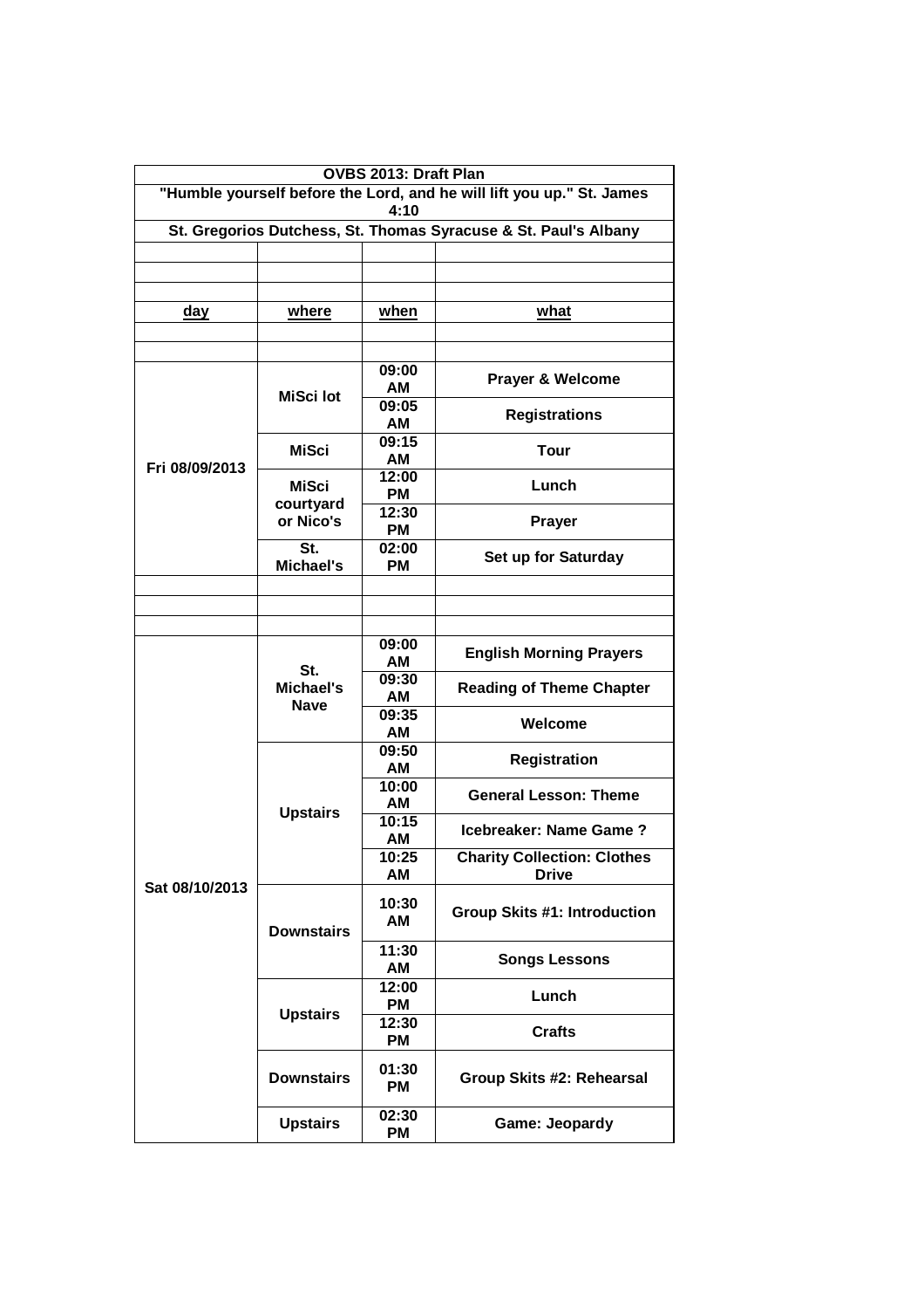| OVBS 2013: Draft Plan | | | |
|---|---|---|---|
| "Humble yourself before the Lord, and he will lift you up." St. James 4:10 | | | |
| St. Gregorios Dutchess, St. Thomas Syracuse & St. Paul's Albany | | | |
| | | | |
| | | | |
| | | | |
| **day** | **where** | **when** | **what** |
| | | | |
| | | | |
| Fri 08/09/2013 | MiSci lot | 09:00 AM | Prayer & Welcome |
| | | 09:05 AM | Registrations |
| | MiSci | 09:15 AM | Tour |
| | MiSci courtyard or Nico's | 12:00 PM | Lunch |
| | | 12:30 PM | Prayer |
| | St. Michael's | 02:00 PM | Set up for Saturday |
| | | | |
| | | | |
| | | | |
| Sat 08/10/2013 | St. Michael's Nave | 09:00 AM | English Morning Prayers |
| | | 09:30 AM | Reading of Theme Chapter |
| | | 09:35 AM | Welcome |
| | Upstairs | 09:50 AM | Registration |
| | | 10:00 AM | General Lesson: Theme |
| | | 10:15 AM | Icebreaker: Name Game ? |
| | | 10:25 AM | Charity Collection: Clothes Drive |
| | Downstairs | 10:30 AM | Group Skits #1: Introduction |
| | | 11:30 AM | Songs Lessons |
| | Upstairs | 12:00 PM | Lunch |
| | | 12:30 PM | Crafts |
| | Downstairs | 01:30 PM | Group Skits #2: Rehearsal |
| | Upstairs | 02:30 PM | Game: Jeopardy |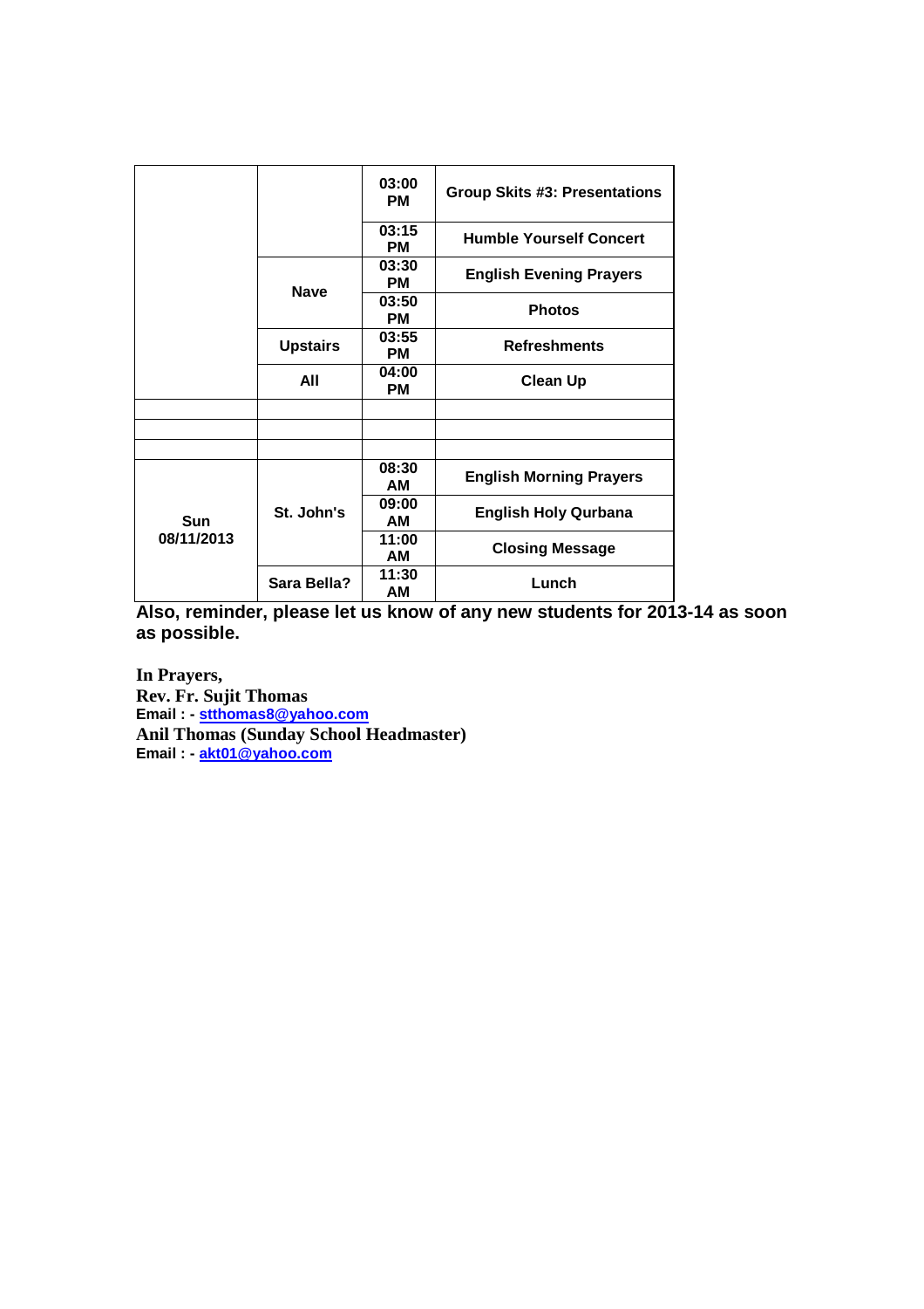| | | | |
|---|---|---|---|
| | | 03:00 PM | **Group Skits #3: Presentations** |
| | | 03:15 PM | **Humble Yourself Concert** |
| | **Nave** | 03:30 PM | **English Evening Prayers** |
| | | 03:50 PM | **Photos** |
| | **Upstairs** | 03:55 PM | **Refreshments** |
| | **All** | 04:00 PM | **Clean Up** |
| | | | |
| | | | |
| | | | |
| **Sun 08/11/2013** | **St. John's** | 08:30 AM | **English Morning Prayers** |
| | | 09:00 AM | **English Holy Qurbana** |
| | | 11:00 AM | **Closing Message** |
| | **Sara Bella?** | 11:30 AM | **Lunch** |

**Also, reminder, please let us know of any new students for 2013-14 as soon as possible.**

**In Prayers,**
**Rev. Fr. Sujit Thomas**
**Email : - stthomas8@yahoo.com**
**Anil Thomas (Sunday School Headmaster)**
**Email : - akt01@yahoo.com**